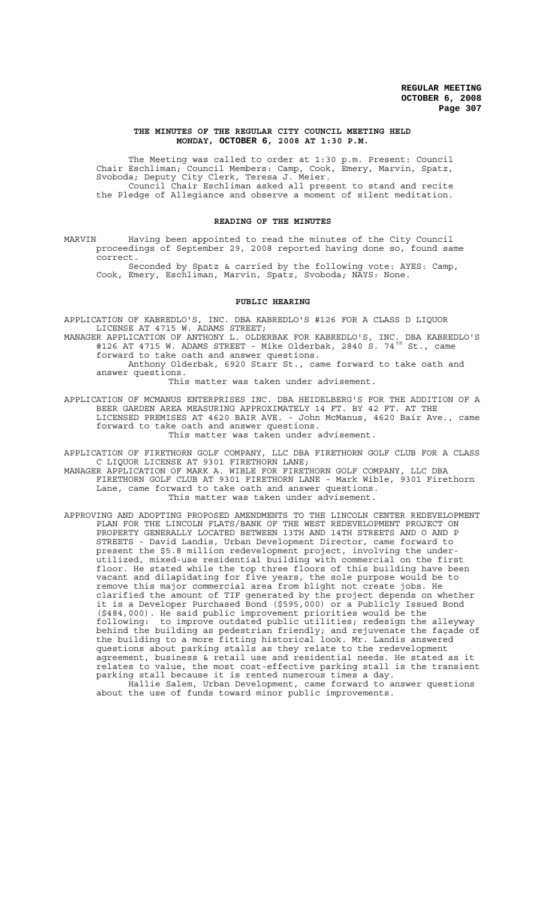# THE MINUTES OF THE REGULAR CITY COUNCIL MEETING HELD MONDAY, OCTOBER 6, 2008 AT 1:30 P.M.

The Meeting was called to order at 1:30 p.m. Present: Council Chair Eschliman; Council Members: Camp, Cook, Emery, Marvin, Spatz, Svoboda; Deputy City Clerk, Teresa J. Meier.

Council Chair Eschliman asked all present to stand and recite the Pledge of Allegiance and observe a moment of silent meditation.

## READING OF THE MINUTES

MARVIN Having been appointed to read the minutes of the City Council proceedings of September 29, 2008 reported having done so, found same correct.

Seconded by Spatz & carried by the following vote: AYES: Camp, Cook, Emery, Eschliman, Marvin, Spatz, Svoboda; NAYS: None.

## PUBLIC HEARING

APPLICATION OF KABREDLO'S, INC. DBA KABREDLO'S #126 FOR A CLASS D LIQUOR LICENSE AT 4715 W. ADAMS STREET;

MANAGER APPLICATION OF ANTHONY L. OLDERBAK FOR KABREDLO'S, INC. DBA KABREDLO'S #126 AT 4715 W. ADAMS STREET - Mike Olderbak, 2840 S. 74th St., came forward to take oath and answer questions.

Anthony Olderbak, 6920 Starr St., came forward to take oath and answer questions.

This matter was taken under advisement.

APPLICATION OF MCMANUS ENTERPRISES INC. DBA HEIDELBERG'S FOR THE ADDITION OF A BEER GARDEN AREA MEASURING APPROXIMATELY 14 FT. BY 42 FT. AT THE LICENSED PREMISES AT 4620 BAIR AVE. - John McManus, 4620 Bair Ave., came forward to take oath and answer questions.

This matter was taken under advisement.

APPLICATION OF FIRETHORN GOLF COMPANY, LLC DBA FIRETHORN GOLF CLUB FOR A CLASS C LIQUOR LICENSE AT 9301 FIRETHORN LANE;

MANAGER APPLICATION OF MARK A. WIBLE FOR FIRETHORN GOLF COMPANY, LLC DBA FIRETHORN GOLF CLUB AT 9301 FIRETHORN LANE - Mark Wible, 9301 Firethorn Lane, came forward to take oath and answer questions.

This matter was taken under advisement.

APPROVING AND ADOPTING PROPOSED AMENDMENTS TO THE LINCOLN CENTER REDEVELOPMENT PLAN FOR THE LINCOLN FLATS/BANK OF THE WEST REDEVELOPMENT PROJECT ON PROPERTY GENERALLY LOCATED BETWEEN 13TH AND 14TH STREETS AND O AND P STREETS - David Landis, Urban Development Director, came forward to present the $5.8 million redevelopment project, involving the under-utilized, mixed-use residential building with commercial on the first floor. He stated while the top three floors of this building have been vacant and dilapidating for five years, the sole purpose would be to remove this major commercial area from blight not create jobs. He clarified the amount of TIF generated by the project depends on whether it is a Developer Purchased Bond ($595,000) or a Publicly Issued Bond ($484,000). He said public improvement priorities would be the following: to improve outdated public utilities; redesign the alleyway behind the building as pedestrian friendly; and rejuvenate the façade of the building to a more fitting historical look. Mr. Landis answered questions about parking stalls as they relate to the redevelopment agreement, business & retail use and residential needs. He stated as it relates to value, the most cost-effective parking stall is the transient parking stall because it is rented numerous times a day.

Hallie Salem, Urban Development, came forward to answer questions about the use of funds toward minor public improvements.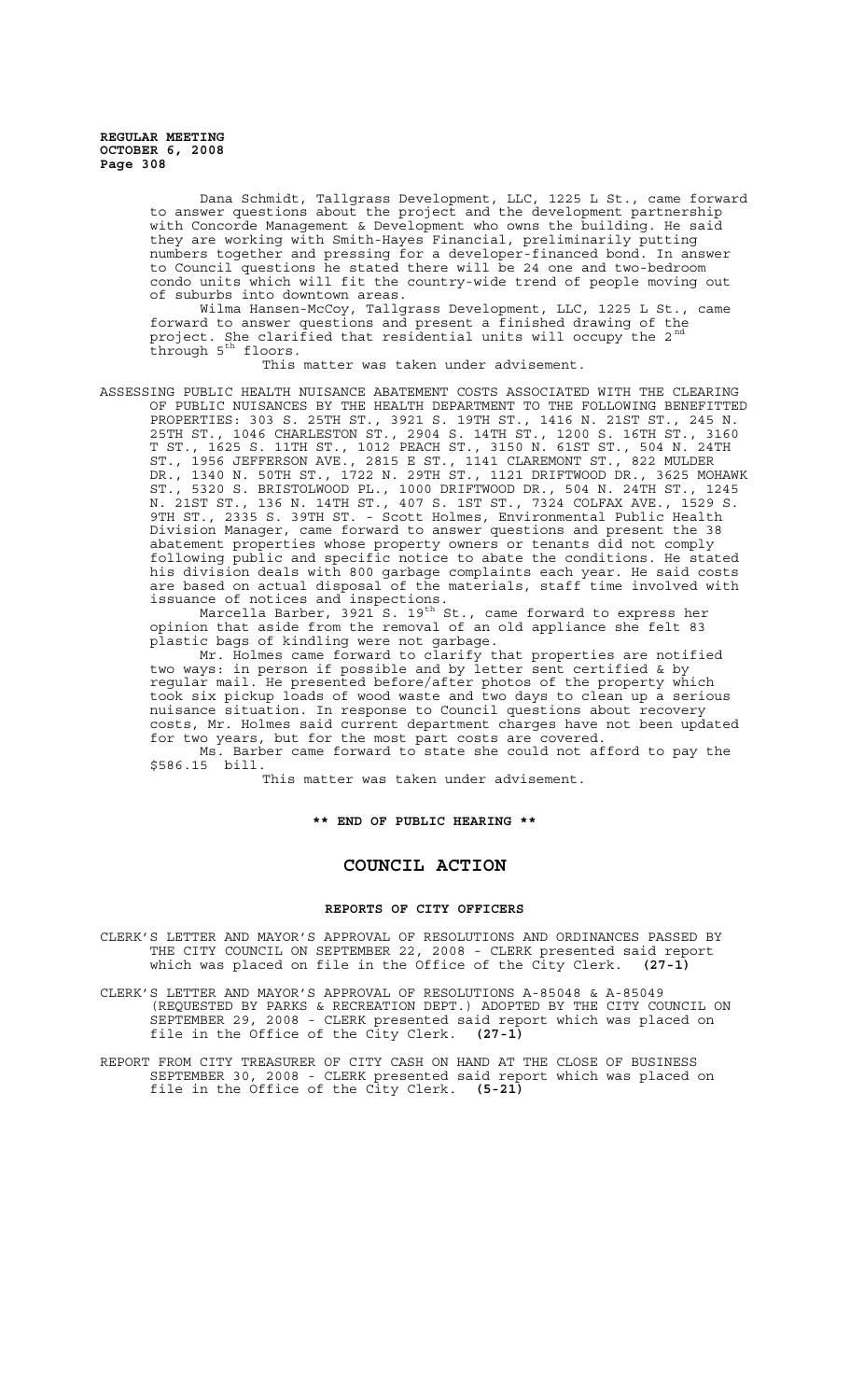Dana Schmidt, Tallgrass Development, LLC, 1225 L St., came forward to answer questions about the project and the development partnership with Concorde Management & Development who owns the building. He said they are working with Smith-Hayes Financial, preliminarily putting numbers together and pressing for a developer-financed bond. In answer to Council questions he stated there will be 24 one and two-bedroom condo units which will fit the country-wide trend of people moving out of suburbs into downtown areas.

Wilma Hansen-McCoy, Tallgrass Development, LLC, 1225 L St., came forward to answer questions and present a finished drawing of the project. She clarified that residential units will occupy the 2nd through 5th floors.

This matter was taken under advisement.

ASSESSING PUBLIC HEALTH NUISANCE ABATEMENT COSTS ASSOCIATED WITH THE CLEARING OF PUBLIC NUISANCES BY THE HEALTH DEPARTMENT TO THE FOLLOWING BENEFITTED PROPERTIES: 303 S. 25TH ST., 3921 S. 19TH ST., 1416 N. 21ST ST., 245 N. 25TH ST., 1046 CHARLESTON ST., 2904 S. 14TH ST., 1200 S. 16TH ST., 3160 T ST., 1625 S. 11TH ST., 1012 PEACH ST., 3150 N. 61ST ST., 504 N. 24TH ST., 1956 JEFFERSON AVE., 2815 E ST., 1141 CLAREMONT ST., 822 MULDER DR., 1340 N. 50TH ST., 1722 N. 29TH ST., 1121 DRIFTWOOD DR., 3625 MOHAWK ST., 5320 S. BRISTOLWOOD PL., 1000 DRIFTWOOD DR., 504 N. 24TH ST., 1245 N. 21ST ST., 136 N. 14TH ST., 407 S. 1ST ST., 7324 COLFAX AVE., 1529 S. 9TH ST., 2335 S. 39TH ST. - Scott Holmes, Environmental Public Health Division Manager, came forward to answer questions and present the 38 abatement properties whose property owners or tenants did not comply following public and specific notice to abate the conditions. He stated his division deals with 800 garbage complaints each year. He said costs are based on actual disposal of the materials, staff time involved with issuance of notices and inspections.

Marcella Barber, 3921 S. 19th St., came forward to express her opinion that aside from the removal of an old appliance she felt 83 plastic bags of kindling were not garbage.

Mr. Holmes came forward to clarify that properties are notified two ways: in person if possible and by letter sent certified & by regular mail. He presented before/after photos of the property which took six pickup loads of wood waste and two days to clean up a serious nuisance situation. In response to Council questions about recovery costs, Mr. Holmes said current department charges have not been updated for two years, but for the most part costs are covered.

Ms. Barber came forward to state she could not afford to pay the $586.15 bill.

This matter was taken under advisement.

**\*\* END OF PUBLIC HEARING \*\***

# COUNCIL ACTION

## REPORTS OF CITY OFFICERS

CLERK'S LETTER AND MAYOR'S APPROVAL OF RESOLUTIONS AND ORDINANCES PASSED BY THE CITY COUNCIL ON SEPTEMBER 22, 2008 - CLERK presented said report which was placed on file in the Office of the City Clerk. **(27-1)**

CLERK'S LETTER AND MAYOR'S APPROVAL OF RESOLUTIONS A-85048 & A-85049 (REQUESTED BY PARKS & RECREATION DEPT.) ADOPTED BY THE CITY COUNCIL ON SEPTEMBER 29, 2008 - CLERK presented said report which was placed on file in the Office of the City Clerk. **(27-1)**

REPORT FROM CITY TREASURER OF CITY CASH ON HAND AT THE CLOSE OF BUSINESS SEPTEMBER 30, 2008 - CLERK presented said report which was placed on file in the Office of the City Clerk. **(5-21)**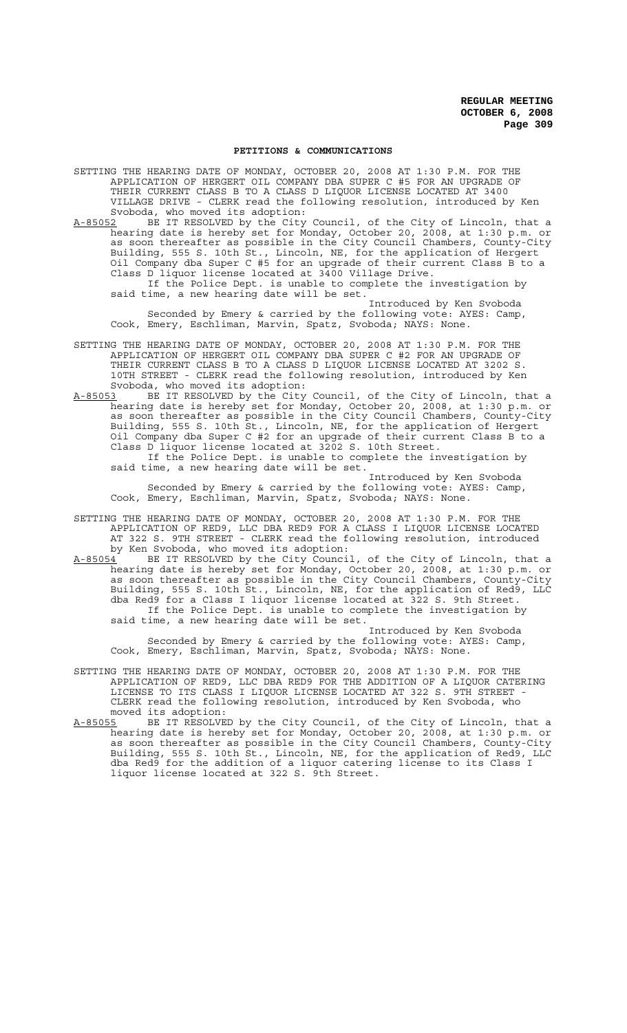## PETITIONS & COMMUNICATIONS

SETTING THE HEARING DATE OF MONDAY, OCTOBER 20, 2008 AT 1:30 P.M. FOR THE APPLICATION OF HERGERT OIL COMPANY DBA SUPER C #5 FOR AN UPGRADE OF THEIR CURRENT CLASS B TO A CLASS D LIQUOR LICENSE LOCATED AT 3400 VILLAGE DRIVE - CLERK read the following resolution, introduced by Ken Svoboda, who moved its adoption:

A-85052 BE IT RESOLVED by the City Council, of the City of Lincoln, that a hearing date is hereby set for Monday, October 20, 2008, at 1:30 p.m. or as soon thereafter as possible in the City Council Chambers, County-City Building, 555 S. 10th St., Lincoln, NE, for the application of Hergert Oil Company dba Super C #5 for an upgrade of their current Class B to a Class D liquor license located at 3400 Village Drive.

If the Police Dept. is unable to complete the investigation by said time, a new hearing date will be set.

Introduced by Ken Svoboda

Seconded by Emery & carried by the following vote: AYES: Camp, Cook, Emery, Eschliman, Marvin, Spatz, Svoboda; NAYS: None.

SETTING THE HEARING DATE OF MONDAY, OCTOBER 20, 2008 AT 1:30 P.M. FOR THE APPLICATION OF HERGERT OIL COMPANY DBA SUPER C #2 FOR AN UPGRADE OF THEIR CURRENT CLASS B TO A CLASS D LIQUOR LICENSE LOCATED AT 3202 S. 10TH STREET - CLERK read the following resolution, introduced by Ken Svoboda, who moved its adoption:

A-85053 BE IT RESOLVED by the City Council, of the City of Lincoln, that a hearing date is hereby set for Monday, October 20, 2008, at 1:30 p.m. or as soon thereafter as possible in the City Council Chambers, County-City Building, 555 S. 10th St., Lincoln, NE, for the application of Hergert Oil Company dba Super C #2 for an upgrade of their current Class B to a Class D liquor license located at 3202 S. 10th Street.

If the Police Dept. is unable to complete the investigation by said time, a new hearing date will be set.

Introduced by Ken Svoboda

Seconded by Emery & carried by the following vote: AYES: Camp, Cook, Emery, Eschliman, Marvin, Spatz, Svoboda; NAYS: None.

SETTING THE HEARING DATE OF MONDAY, OCTOBER 20, 2008 AT 1:30 P.M. FOR THE APPLICATION OF RED9, LLC DBA RED9 FOR A CLASS I LIQUOR LICENSE LOCATED AT 322 S. 9TH STREET - CLERK read the following resolution, introduced by Ken Svoboda, who moved its adoption:

A-85054 BE IT RESOLVED by the City Council, of the City of Lincoln, that a hearing date is hereby set for Monday, October 20, 2008, at 1:30 p.m. or as soon thereafter as possible in the City Council Chambers, County-City Building, 555 S. 10th St., Lincoln, NE, for the application of Red9, LLC dba Red9 for a Class I liquor license located at 322 S. 9th Street.

If the Police Dept. is unable to complete the investigation by said time, a new hearing date will be set.

Introduced by Ken Svoboda

Seconded by Emery & carried by the following vote: AYES: Camp, Cook, Emery, Eschliman, Marvin, Spatz, Svoboda; NAYS: None.

SETTING THE HEARING DATE OF MONDAY, OCTOBER 20, 2008 AT 1:30 P.M. FOR THE APPLICATION OF RED9, LLC DBA RED9 FOR THE ADDITION OF A LIQUOR CATERING LICENSE TO ITS CLASS I LIQUOR LICENSE LOCATED AT 322 S. 9TH STREET - CLERK read the following resolution, introduced by Ken Svoboda, who moved its adoption:

A-85055 BE IT RESOLVED by the City Council, of the City of Lincoln, that a hearing date is hereby set for Monday, October 20, 2008, at 1:30 p.m. or as soon thereafter as possible in the City Council Chambers, County-City Building, 555 S. 10th St., Lincoln, NE, for the application of Red9, LLC dba Red9 for the addition of a liquor catering license to its Class I liquor license located at 322 S. 9th Street.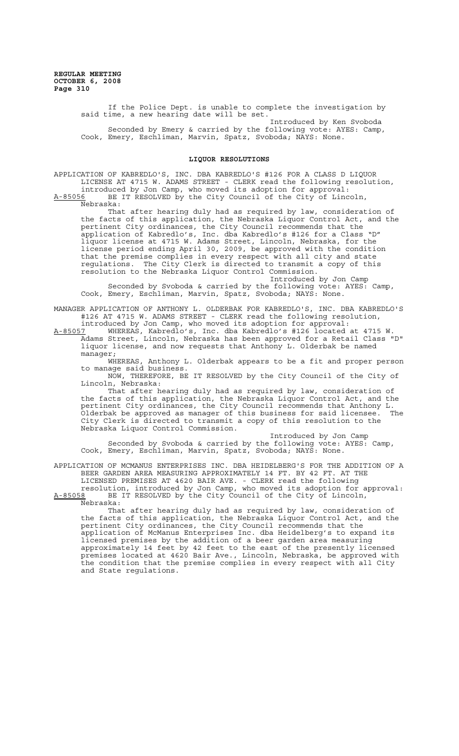If the Police Dept. is unable to complete the investigation by said time, a new hearing date will be set.

Introduced by Ken Svoboda

Seconded by Emery & carried by the following vote: AYES: Camp, Cook, Emery, Eschliman, Marvin, Spatz, Svoboda; NAYS: None.

## LIQUOR RESOLUTIONS

APPLICATION OF KABREDLO'S, INC. DBA KABREDLO'S #126 FOR A CLASS D LIQUOR LICENSE AT 4715 W. ADAMS STREET - CLERK read the following resolution, introduced by Jon Camp, who moved its adoption for approval:

A-85056 BE IT RESOLVED by the City Council of the City of Lincoln, Nebraska:

That after hearing duly had as required by law, consideration of the facts of this application, the Nebraska Liquor Control Act, and the pertinent City ordinances, the City Council recommends that the application of Kabredlo's, Inc. dba Kabredlo's #126 for a Class "D" liquor license at 4715 W. Adams Street, Lincoln, Nebraska, for the license period ending April 30, 2009, be approved with the condition that the premise complies in every respect with all city and state regulations. The City Clerk is directed to transmit a copy of this resolution to the Nebraska Liquor Control Commission.

Introduced by Jon Camp

Seconded by Svoboda & carried by the following vote: AYES: Camp, Cook, Emery, Eschliman, Marvin, Spatz, Svoboda; NAYS: None.

MANAGER APPLICATION OF ANTHONY L. OLDERBAK FOR KABREDLO'S, INC. DBA KABREDLO'S #126 AT 4715 W. ADAMS STREET - CLERK read the following resolution, introduced by Jon Camp, who moved its adoption for approval:

A-85057 WHEREAS, Kabredlo's, Inc. dba Kabredlo's #126 located at 4715 W. Adams Street, Lincoln, Nebraska has been approved for a Retail Class "D" liquor license, and now requests that Anthony L. Olderbak be named manager;

WHEREAS, Anthony L. Olderbak appears to be a fit and proper person to manage said business.

NOW, THEREFORE, BE IT RESOLVED by the City Council of the City of Lincoln, Nebraska:

That after hearing duly had as required by law, consideration of the facts of this application, the Nebraska Liquor Control Act, and the pertinent City ordinances, the City Council recommends that Anthony L. Olderbak be approved as manager of this business for said licensee. The City Clerk is directed to transmit a copy of this resolution to the Nebraska Liquor Control Commission.

Introduced by Jon Camp

Seconded by Svoboda & carried by the following vote: AYES: Camp, Cook, Emery, Eschliman, Marvin, Spatz, Svoboda; NAYS: None.

APPLICATION OF MCMANUS ENTERPRISES INC. DBA HEIDELBERG'S FOR THE ADDITION OF A BEER GARDEN AREA MEASURING APPROXIMATELY 14 FT. BY 42 FT. AT THE LICENSED PREMISES AT 4620 BAIR AVE. - CLERK read the following resolution, introduced by Jon Camp, who moved its adoption for approval:

A-85058 BE IT RESOLVED by the City Council of the City of Lincoln, Nebraska:

That after hearing duly had as required by law, consideration of the facts of this application, the Nebraska Liquor Control Act, and the pertinent City ordinances, the City Council recommends that the application of McManus Enterprises Inc. dba Heidelberg's to expand its licensed premises by the addition of a beer garden area measuring approximately 14 feet by 42 feet to the east of the presently licensed premises located at 4620 Bair Ave., Lincoln, Nebraska, be approved with the condition that the premise complies in every respect with all City and State regulations.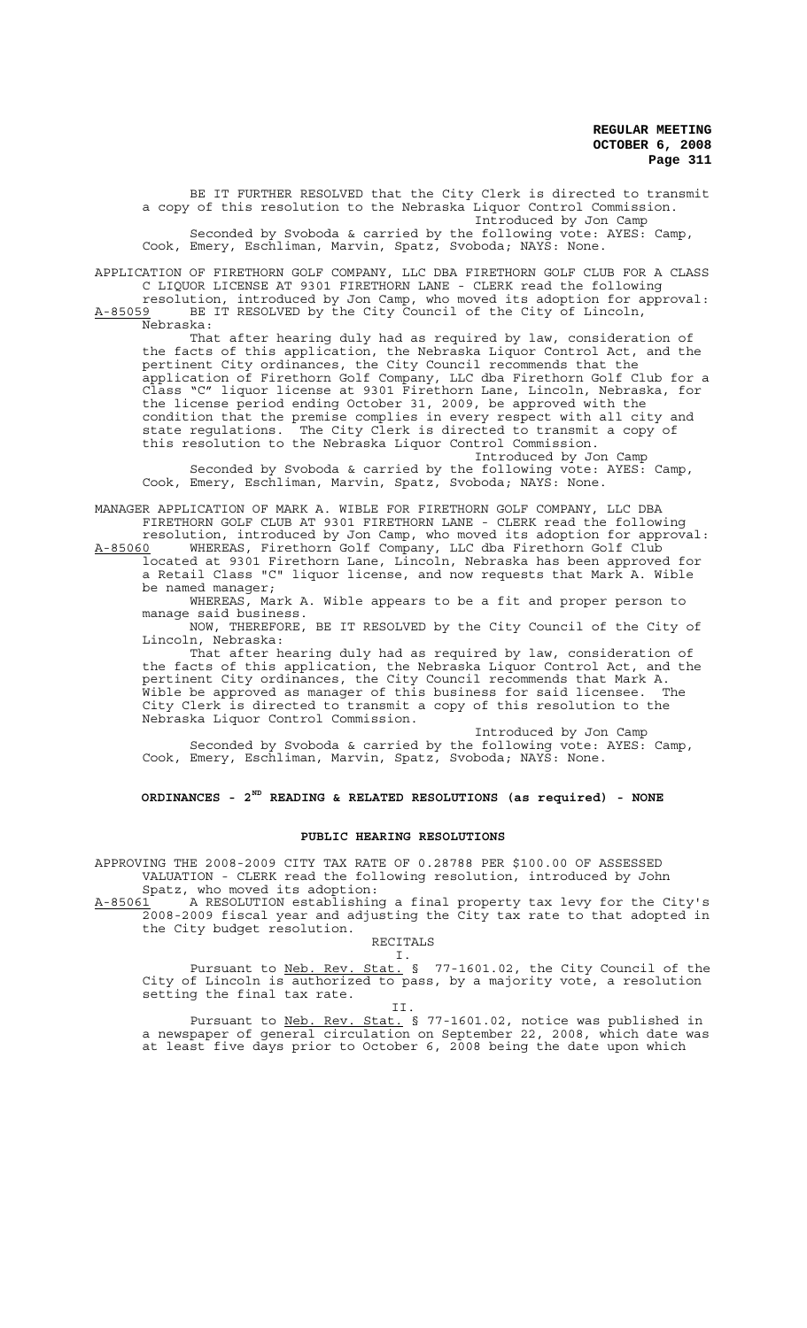BE IT FURTHER RESOLVED that the City Clerk is directed to transmit a copy of this resolution to the Nebraska Liquor Control Commission.

Introduced by Jon Camp

Seconded by Svoboda & carried by the following vote: AYES: Camp, Cook, Emery, Eschliman, Marvin, Spatz, Svoboda; NAYS: None.

APPLICATION OF FIRETHORN GOLF COMPANY, LLC DBA FIRETHORN GOLF CLUB FOR A CLASS C LIQUOR LICENSE AT 9301 FIRETHORN LANE - CLERK read the following resolution, introduced by Jon Camp, who moved its adoption for approval:

A-85059 BE IT RESOLVED by the City Council of the City of Lincoln, Nebraska:

That after hearing duly had as required by law, consideration of the facts of this application, the Nebraska Liquor Control Act, and the pertinent City ordinances, the City Council recommends that the application of Firethorn Golf Company, LLC dba Firethorn Golf Club for a Class "C" liquor license at 9301 Firethorn Lane, Lincoln, Nebraska, for the license period ending October 31, 2009, be approved with the condition that the premise complies in every respect with all city and state regulations. The City Clerk is directed to transmit a copy of this resolution to the Nebraska Liquor Control Commission.

Introduced by Jon Camp

Seconded by Svoboda & carried by the following vote: AYES: Camp, Cook, Emery, Eschliman, Marvin, Spatz, Svoboda; NAYS: None.

MANAGER APPLICATION OF MARK A. WIBLE FOR FIRETHORN GOLF COMPANY, LLC DBA FIRETHORN GOLF CLUB AT 9301 FIRETHORN LANE - CLERK read the following resolution, introduced by Jon Camp, who moved its adoption for approval:

A-85060 WHEREAS, Firethorn Golf Company, LLC dba Firethorn Golf Club located at 9301 Firethorn Lane, Lincoln, Nebraska has been approved for a Retail Class "C" liquor license, and now requests that Mark A. Wible be named manager;

WHEREAS, Mark A. Wible appears to be a fit and proper person to manage said business.

NOW, THEREFORE, BE IT RESOLVED by the City Council of the City of Lincoln, Nebraska:

That after hearing duly had as required by law, consideration of the facts of this application, the Nebraska Liquor Control Act, and the pertinent City ordinances, the City Council recommends that Mark A. Wible be approved as manager of this business for said licensee. The City Clerk is directed to transmit a copy of this resolution to the Nebraska Liquor Control Commission.

Introduced by Jon Camp

Seconded by Svoboda & carried by the following vote: AYES: Camp, Cook, Emery, Eschliman, Marvin, Spatz, Svoboda; NAYS: None.

## ORDINANCES - 2ND READING & RELATED RESOLUTIONS (as required) - NONE

## PUBLIC HEARING RESOLUTIONS

APPROVING THE 2008-2009 CITY TAX RATE OF 0.28788 PER $100.00 OF ASSESSED VALUATION - CLERK read the following resolution, introduced by John Spatz, who moved its adoption:

A-85061 A RESOLUTION establishing a final property tax levy for the City's 2008-2009 fiscal year and adjusting the City tax rate to that adopted in the City budget resolution.

RECITALS

I.

Pursuant to Neb. Rev. Stat. § 77-1601.02, the City Council of the City of Lincoln is authorized to pass, by a majority vote, a resolution setting the final tax rate.

II.

Pursuant to Neb. Rev. Stat. § 77-1601.02, notice was published in a newspaper of general circulation on September 22, 2008, which date was at least five days prior to October 6, 2008 being the date upon which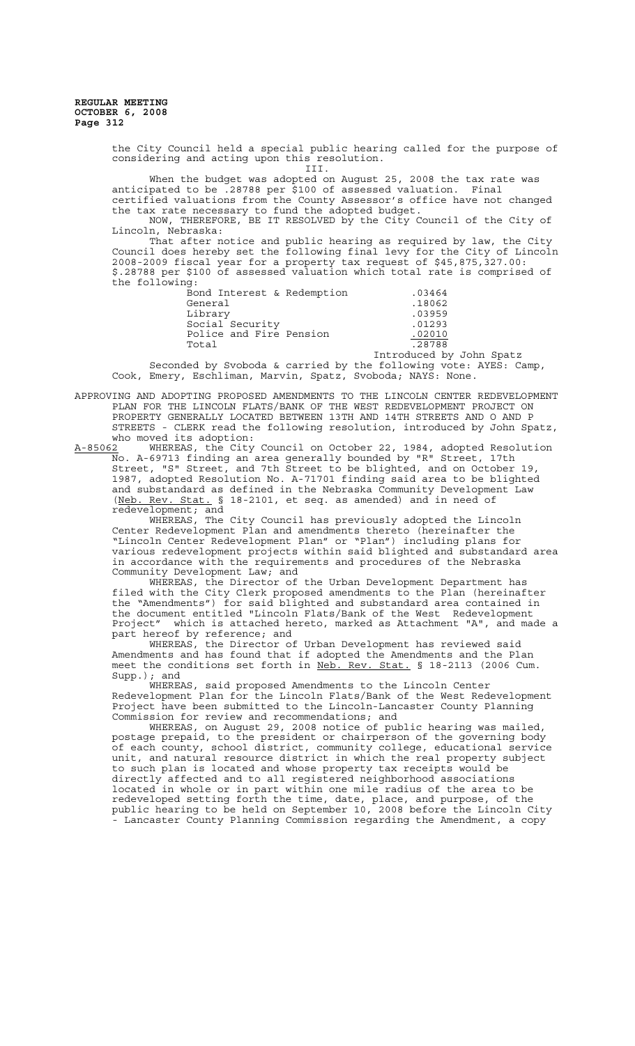the City Council held a special public hearing called for the purpose of considering and acting upon this resolution.

III.

When the budget was adopted on August 25, 2008 the tax rate was anticipated to be .28788 per $100 of assessed valuation. Final certified valuations from the County Assessor's office have not changed the tax rate necessary to fund the adopted budget.

NOW, THEREFORE, BE IT RESOLVED by the City Council of the City of Lincoln, Nebraska:

That after notice and public hearing as required by law, the City Council does hereby set the following final levy for the City of Lincoln 2008-2009 fiscal year for a property tax request of $45,875,327.00: $.28788 per $100 of assessed valuation which total rate is comprised of the following:

| | |
|---|---|
| Bond Interest & Redemption | .03464 |
| General | .18062 |
| Library | .03959 |
| Social Security | .01293 |
| Police and Fire Pension | .02010 |
| Total | .28788 |

Introduced by John Spatz

Seconded by Svoboda & carried by the following vote: AYES: Camp, Cook, Emery, Eschliman, Marvin, Spatz, Svoboda; NAYS: None.

APPROVING AND ADOPTING PROPOSED AMENDMENTS TO THE LINCOLN CENTER REDEVELOPMENT PLAN FOR THE LINCOLN FLATS/BANK OF THE WEST REDEVELOPMENT PROJECT ON PROPERTY GENERALLY LOCATED BETWEEN 13TH AND 14TH STREETS AND O AND P STREETS - CLERK read the following resolution, introduced by John Spatz, who moved its adoption:

A-85062 WHEREAS, the City Council on October 22, 1984, adopted Resolution No. A-69713 finding an area generally bounded by "R" Street, 17th Street, "S" Street, and 7th Street to be blighted, and on October 19, 1987, adopted Resolution No. A-71701 finding said area to be blighted and substandard as defined in the Nebraska Community Development Law (Neb. Rev. Stat. § 18-2101, et seq. as amended) and in need of redevelopment; and

WHEREAS, The City Council has previously adopted the Lincoln Center Redevelopment Plan and amendments thereto (hereinafter the "Lincoln Center Redevelopment Plan" or "Plan") including plans for various redevelopment projects within said blighted and substandard area in accordance with the requirements and procedures of the Nebraska Community Development Law; and

WHEREAS, the Director of the Urban Development Department has filed with the City Clerk proposed amendments to the Plan (hereinafter the "Amendments") for said blighted and substandard area contained in the document entitled "Lincoln Flats/Bank of the West Redevelopment Project" which is attached hereto, marked as Attachment "A", and made a part hereof by reference; and

WHEREAS, the Director of Urban Development has reviewed said Amendments and has found that if adopted the Amendments and the Plan meet the conditions set forth in Neb. Rev. Stat. § 18-2113 (2006 Cum. Supp.); and

WHEREAS, said proposed Amendments to the Lincoln Center Redevelopment Plan for the Lincoln Flats/Bank of the West Redevelopment Project have been submitted to the Lincoln-Lancaster County Planning Commission for review and recommendations; and

WHEREAS, on August 29, 2008 notice of public hearing was mailed, postage prepaid, to the president or chairperson of the governing body of each county, school district, community college, educational service unit, and natural resource district in which the real property subject to such plan is located and whose property tax receipts would be directly affected and to all registered neighborhood associations located in whole or in part within one mile radius of the area to be redeveloped setting forth the time, date, place, and purpose, of the public hearing to be held on September 10, 2008 before the Lincoln City - Lancaster County Planning Commission regarding the Amendment, a copy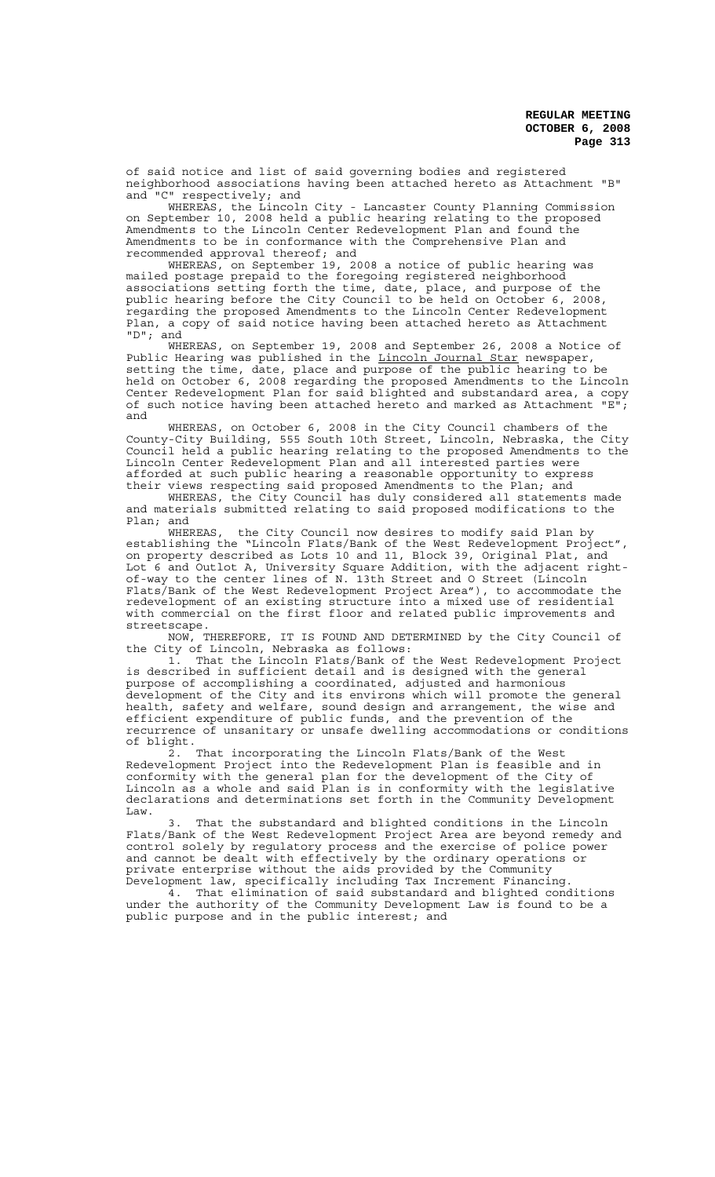of said notice and list of said governing bodies and registered neighborhood associations having been attached hereto as Attachment "B" and "C" respectively; and

WHEREAS, the Lincoln City - Lancaster County Planning Commission on September 10, 2008 held a public hearing relating to the proposed Amendments to the Lincoln Center Redevelopment Plan and found the Amendments to be in conformance with the Comprehensive Plan and recommended approval thereof; and

WHEREAS, on September 19, 2008 a notice of public hearing was mailed postage prepaid to the foregoing registered neighborhood associations setting forth the time, date, place, and purpose of the public hearing before the City Council to be held on October 6, 2008, regarding the proposed Amendments to the Lincoln Center Redevelopment Plan, a copy of said notice having been attached hereto as Attachment "D"; and

WHEREAS, on September 19, 2008 and September 26, 2008 a Notice of Public Hearing was published in the Lincoln Journal Star newspaper, setting the time, date, place and purpose of the public hearing to be held on October 6, 2008 regarding the proposed Amendments to the Lincoln Center Redevelopment Plan for said blighted and substandard area, a copy of such notice having been attached hereto and marked as Attachment "E"; and

WHEREAS, on October 6, 2008 in the City Council chambers of the County-City Building, 555 South 10th Street, Lincoln, Nebraska, the City Council held a public hearing relating to the proposed Amendments to the Lincoln Center Redevelopment Plan and all interested parties were afforded at such public hearing a reasonable opportunity to express their views respecting said proposed Amendments to the Plan; and

WHEREAS, the City Council has duly considered all statements made and materials submitted relating to said proposed modifications to the Plan; and

WHEREAS, the City Council now desires to modify said Plan by establishing the "Lincoln Flats/Bank of the West Redevelopment Project", on property described as Lots 10 and 11, Block 39, Original Plat, and Lot 6 and Outlot A, University Square Addition, with the adjacent right-of-way to the center lines of N. 13th Street and O Street (Lincoln Flats/Bank of the West Redevelopment Project Area"), to accommodate the redevelopment of an existing structure into a mixed use of residential with commercial on the first floor and related public improvements and streetscape.

NOW, THEREFORE, IT IS FOUND AND DETERMINED by the City Council of the City of Lincoln, Nebraska as follows:

1. That the Lincoln Flats/Bank of the West Redevelopment Project is described in sufficient detail and is designed with the general purpose of accomplishing a coordinated, adjusted and harmonious development of the City and its environs which will promote the general health, safety and welfare, sound design and arrangement, the wise and efficient expenditure of public funds, and the prevention of the recurrence of unsanitary or unsafe dwelling accommodations or conditions of blight.

2. That incorporating the Lincoln Flats/Bank of the West Redevelopment Project into the Redevelopment Plan is feasible and in conformity with the general plan for the development of the City of Lincoln as a whole and said Plan is in conformity with the legislative declarations and determinations set forth in the Community Development Law.

3. That the substandard and blighted conditions in the Lincoln Flats/Bank of the West Redevelopment Project Area are beyond remedy and control solely by regulatory process and the exercise of police power and cannot be dealt with effectively by the ordinary operations or private enterprise without the aids provided by the Community Development law, specifically including Tax Increment Financing.

4. That elimination of said substandard and blighted conditions under the authority of the Community Development Law is found to be a public purpose and in the public interest; and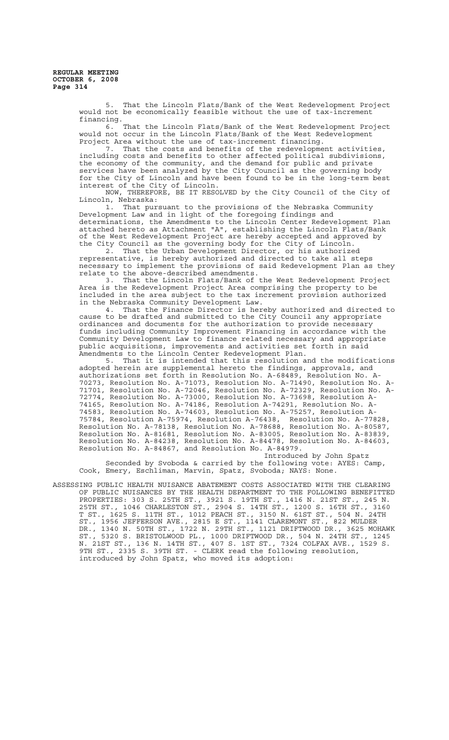5. That the Lincoln Flats/Bank of the West Redevelopment Project would not be economically feasible without the use of tax-increment financing.

6. That the Lincoln Flats/Bank of the West Redevelopment Project would not occur in the Lincoln Flats/Bank of the West Redevelopment Project Area without the use of tax-increment financing.

7. That the costs and benefits of the redevelopment activities, including costs and benefits to other affected political subdivisions, the economy of the community, and the demand for public and private services have been analyzed by the City Council as the governing body for the City of Lincoln and have been found to be in the long-term best interest of the City of Lincoln.

NOW, THEREFORE, BE IT RESOLVED by the City Council of the City of Lincoln, Nebraska:

1. That pursuant to the provisions of the Nebraska Community Development Law and in light of the foregoing findings and determinations, the Amendments to the Lincoln Center Redevelopment Plan attached hereto as Attachment "A", establishing the Lincoln Flats/Bank of the West Redevelopment Project are hereby accepted and approved by the City Council as the governing body for the City of Lincoln.

2. That the Urban Development Director, or his authorized representative, is hereby authorized and directed to take all steps necessary to implement the provisions of said Redevelopment Plan as they relate to the above-described amendments.

3. That the Lincoln Flats/Bank of the West Redevelopment Project Area is the Redevelopment Project Area comprising the property to be included in the area subject to the tax increment provision authorized in the Nebraska Community Development Law.

4. That the Finance Director is hereby authorized and directed to cause to be drafted and submitted to the City Council any appropriate ordinances and documents for the authorization to provide necessary funds including Community Improvement Financing in accordance with the Community Development Law to finance related necessary and appropriate public acquisitions, improvements and activities set forth in said Amendments to the Lincoln Center Redevelopment Plan.

5. That it is intended that this resolution and the modifications adopted herein are supplemental hereto the findings, approvals, and authorizations set forth in Resolution No. A-68489, Resolution No. A-70273, Resolution No. A-71073, Resolution No. A-71490, Resolution No. A-71701, Resolution No. A-72046, Resolution No. A-72329, Resolution No. A-72774, Resolution No. A-73000, Resolution No. A-73698, Resolution A-74165, Resolution No. A-74186, Resolution A-74291, Resolution No. A-74583, Resolution No. A-74603, Resolution No. A-75257, Resolution A-75784, Resolution A-75974, Resolution A-76438, Resolution No. A-77828, Resolution No. A-78138, Resolution No. A-78688, Resolution No. A-80587, Resolution No. A-81681, Resolution No. A-83005, Resolution No. A-83839, Resolution No. A-84238, Resolution No. A-84478, Resolution No. A-84603, Resolution No. A-84867, and Resolution No. A-84979.

Introduced by John Spatz

Seconded by Svoboda & carried by the following vote: AYES: Camp, Cook, Emery, Eschliman, Marvin, Spatz, Svoboda; NAYS: None.

ASSESSING PUBLIC HEALTH NUISANCE ABATEMENT COSTS ASSOCIATED WITH THE CLEARING OF PUBLIC NUISANCES BY THE HEALTH DEPARTMENT TO THE FOLLOWING BENEFITTED PROPERTIES: 303 S. 25TH ST., 3921 S. 19TH ST., 1416 N. 21ST ST., 245 N. 25TH ST., 1046 CHARLESTON ST., 2904 S. 14TH ST., 1200 S. 16TH ST., 3160 T ST., 1625 S. 11TH ST., 1012 PEACH ST., 3150 N. 61ST ST., 504 N. 24TH ST., 1956 JEFFERSON AVE., 2815 E ST., 1141 CLAREMONT ST., 822 MULDER DR., 1340 N. 50TH ST., 1722 N. 29TH ST., 1121 DRIFTWOOD DR., 3625 MOHAWK ST., 5320 S. BRISTOLWOOD PL., 1000 DRIFTWOOD DR., 504 N. 24TH ST., 1245 N. 21ST ST., 136 N. 14TH ST., 407 S. 1ST ST., 7324 COLFAX AVE., 1529 S. 9TH ST., 2335 S. 39TH ST. - CLERK read the following resolution, introduced by John Spatz, who moved its adoption: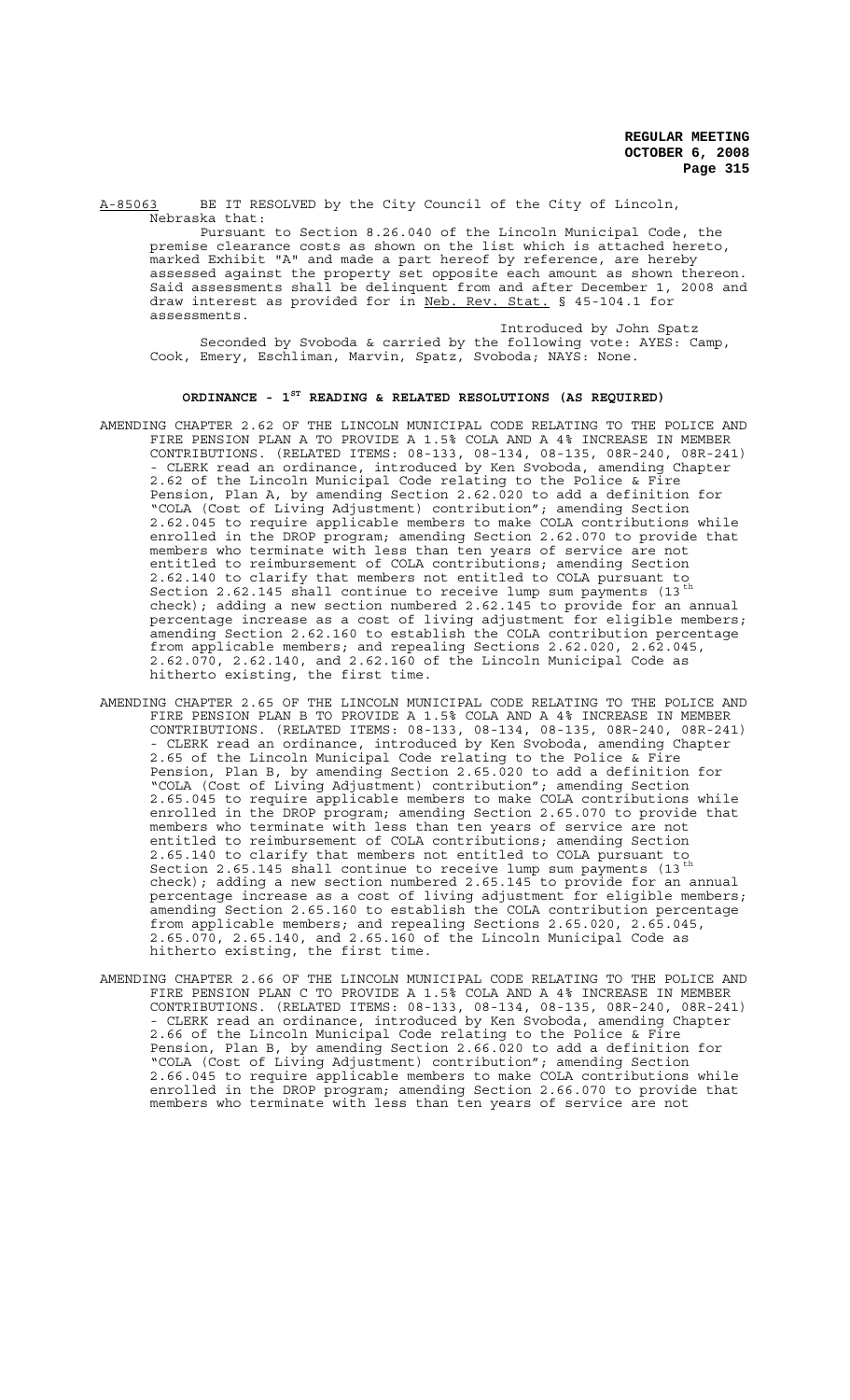A-85063 BE IT RESOLVED by the City Council of the City of Lincoln, Nebraska that:

Pursuant to Section 8.26.040 of the Lincoln Municipal Code, the premise clearance costs as shown on the list which is attached hereto, marked Exhibit "A" and made a part hereof by reference, are hereby assessed against the property set opposite each amount as shown thereon. Said assessments shall be delinquent from and after December 1, 2008 and draw interest as provided for in Neb. Rev. Stat. § 45-104.1 for assessments.

Introduced by John Spatz

Seconded by Svoboda & carried by the following vote: AYES: Camp, Cook, Emery, Eschliman, Marvin, Spatz, Svoboda; NAYS: None.

## ORDINANCE - 1ST READING & RELATED RESOLUTIONS (AS REQUIRED)

AMENDING CHAPTER 2.62 OF THE LINCOLN MUNICIPAL CODE RELATING TO THE POLICE AND FIRE PENSION PLAN A TO PROVIDE A 1.5% COLA AND A 4% INCREASE IN MEMBER CONTRIBUTIONS. (RELATED ITEMS: 08-133, 08-134, 08-135, 08R-240, 08R-241) - CLERK read an ordinance, introduced by Ken Svoboda, amending Chapter 2.62 of the Lincoln Municipal Code relating to the Police & Fire Pension, Plan A, by amending Section 2.62.020 to add a definition for "COLA (Cost of Living Adjustment) contribution"; amending Section 2.62.045 to require applicable members to make COLA contributions while enrolled in the DROP program; amending Section 2.62.070 to provide that members who terminate with less than ten years of service are not entitled to reimbursement of COLA contributions; amending Section 2.62.140 to clarify that members not entitled to COLA pursuant to Section 2.62.145 shall continue to receive lump sum payments (13th check); adding a new section numbered 2.62.145 to provide for an annual percentage increase as a cost of living adjustment for eligible members; amending Section 2.62.160 to establish the COLA contribution percentage from applicable members; and repealing Sections 2.62.020, 2.62.045, 2.62.070, 2.62.140, and 2.62.160 of the Lincoln Municipal Code as hitherto existing, the first time.

AMENDING CHAPTER 2.65 OF THE LINCOLN MUNICIPAL CODE RELATING TO THE POLICE AND FIRE PENSION PLAN B TO PROVIDE A 1.5% COLA AND A 4% INCREASE IN MEMBER CONTRIBUTIONS. (RELATED ITEMS: 08-133, 08-134, 08-135, 08R-240, 08R-241) - CLERK read an ordinance, introduced by Ken Svoboda, amending Chapter 2.65 of the Lincoln Municipal Code relating to the Police & Fire Pension, Plan B, by amending Section 2.65.020 to add a definition for "COLA (Cost of Living Adjustment) contribution"; amending Section 2.65.045 to require applicable members to make COLA contributions while enrolled in the DROP program; amending Section 2.65.070 to provide that members who terminate with less than ten years of service are not entitled to reimbursement of COLA contributions; amending Section 2.65.140 to clarify that members not entitled to COLA pursuant to Section 2.65.145 shall continue to receive lump sum payments (13th check); adding a new section numbered 2.65.145 to provide for an annual percentage increase as a cost of living adjustment for eligible members; amending Section 2.65.160 to establish the COLA contribution percentage from applicable members; and repealing Sections 2.65.020, 2.65.045, 2.65.070, 2.65.140, and 2.65.160 of the Lincoln Municipal Code as hitherto existing, the first time.

AMENDING CHAPTER 2.66 OF THE LINCOLN MUNICIPAL CODE RELATING TO THE POLICE AND FIRE PENSION PLAN C TO PROVIDE A 1.5% COLA AND A 4% INCREASE IN MEMBER CONTRIBUTIONS. (RELATED ITEMS: 08-133, 08-134, 08-135, 08R-240, 08R-241) - CLERK read an ordinance, introduced by Ken Svoboda, amending Chapter 2.66 of the Lincoln Municipal Code relating to the Police & Fire Pension, Plan B, by amending Section 2.66.020 to add a definition for "COLA (Cost of Living Adjustment) contribution"; amending Section 2.66.045 to require applicable members to make COLA contributions while enrolled in the DROP program; amending Section 2.66.070 to provide that members who terminate with less than ten years of service are not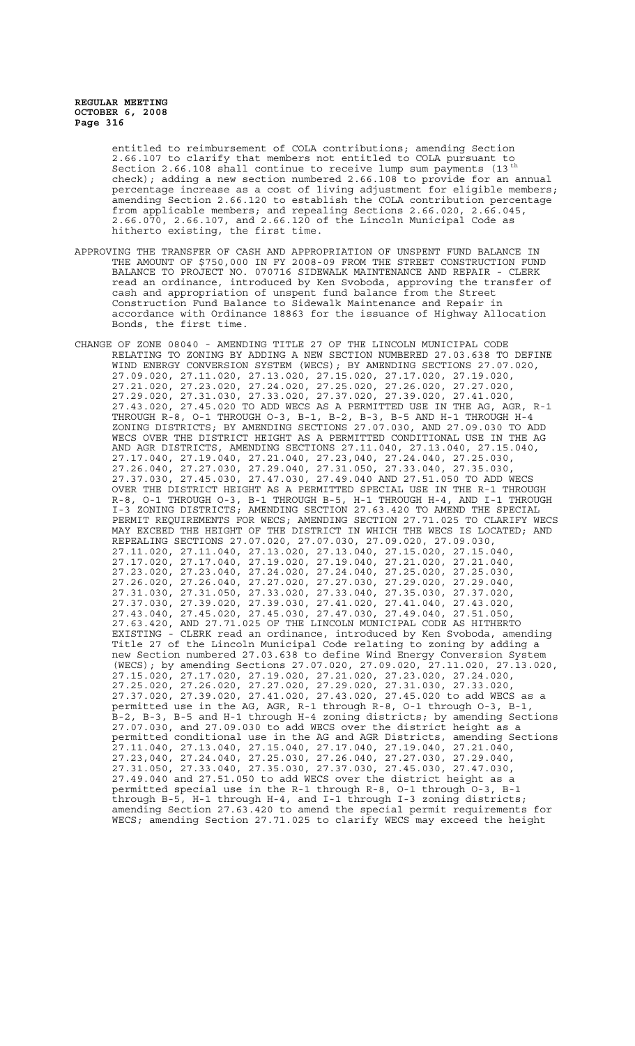entitled to reimbursement of COLA contributions; amending Section 2.66.107 to clarify that members not entitled to COLA pursuant to Section 2.66.108 shall continue to receive lump sum payments (13th check); adding a new section numbered 2.66.108 to provide for an annual percentage increase as a cost of living adjustment for eligible members; amending Section 2.66.120 to establish the COLA contribution percentage from applicable members; and repealing Sections 2.66.020, 2.66.045, 2.66.070, 2.66.107, and 2.66.120 of the Lincoln Municipal Code as hitherto existing, the first time.

APPROVING THE TRANSFER OF CASH AND APPROPRIATION OF UNSPENT FUND BALANCE IN THE AMOUNT OF $750,000 IN FY 2008-09 FROM THE STREET CONSTRUCTION FUND BALANCE TO PROJECT NO. 070716 SIDEWALK MAINTENANCE AND REPAIR - CLERK read an ordinance, introduced by Ken Svoboda, approving the transfer of cash and appropriation of unspent fund balance from the Street Construction Fund Balance to Sidewalk Maintenance and Repair in accordance with Ordinance 18863 for the issuance of Highway Allocation Bonds, the first time.

CHANGE OF ZONE 08040 - AMENDING TITLE 27 OF THE LINCOLN MUNICIPAL CODE RELATING TO ZONING BY ADDING A NEW SECTION NUMBERED 27.03.638 TO DEFINE WIND ENERGY CONVERSION SYSTEM (WECS); BY AMENDING SECTIONS 27.07.020, 27.09.020, 27.11.020, 27.13.020, 27.15.020, 27.17.020, 27.19.020, 27.21.020, 27.23.020, 27.24.020, 27.25.020, 27.26.020, 27.27.020, 27.29.020, 27.31.030, 27.33.020, 27.37.020, 27.39.020, 27.41.020, 27.43.020, 27.45.020 TO ADD WECS AS A PERMITTED USE IN THE AG, AGR, R-1 THROUGH R-8, O-1 THROUGH O-3, B-1, B-2, B-3, B-5 AND H-1 THROUGH H-4 ZONING DISTRICTS; BY AMENDING SECTIONS 27.07.030, AND 27.09.030 TO ADD WECS OVER THE DISTRICT HEIGHT AS A PERMITTED CONDITIONAL USE IN THE AG AND AGR DISTRICTS, AMENDING SECTIONS 27.11.040, 27.13.040, 27.15.040, 27.17.040, 27.19.040, 27.21.040, 27.23,040, 27.24.040, 27.25.030, 27.26.040, 27.27.030, 27.29.040, 27.31.050, 27.33.040, 27.35.030, 27.37.030, 27.45.030, 27.47.030, 27.49.040 AND 27.51.050 TO ADD WECS OVER THE DISTRICT HEIGHT AS A PERMITTED SPECIAL USE IN THE R-1 THROUGH R-8, O-1 THROUGH O-3, B-1 THROUGH B-5, H-1 THROUGH H-4, AND I-1 THROUGH I-3 ZONING DISTRICTS; AMENDING SECTION 27.63.420 TO AMEND THE SPECIAL PERMIT REQUIREMENTS FOR WECS; AMENDING SECTION 27.71.025 TO CLARIFY WECS MAY EXCEED THE HEIGHT OF THE DISTRICT IN WHICH THE WECS IS LOCATED; AND REPEALING SECTIONS 27.07.020, 27.07.030, 27.09.020, 27.09.030, 27.11.020, 27.11.040, 27.13.020, 27.13.040, 27.15.020, 27.15.040, 27.17.020, 27.17.040, 27.19.020, 27.19.040, 27.21.020, 27.21.040, 27.23.020, 27.23.040, 27.24.020, 27.24.040, 27.25.020, 27.25.030, 27.26.020, 27.26.040, 27.27.020, 27.27.030, 27.29.020, 27.29.040, 27.31.030, 27.31.050, 27.33.020, 27.33.040, 27.35.030, 27.37.020, 27.37.030, 27.39.020, 27.39.030, 27.41.020, 27.41.040, 27.43.020, 27.43.040, 27.45.020, 27.45.030, 27.47.030, 27.49.040, 27.51.050, 27.63.420, AND 27.71.025 OF THE LINCOLN MUNICIPAL CODE AS HITHERTO EXISTING - CLERK read an ordinance, introduced by Ken Svoboda, amending Title 27 of the Lincoln Municipal Code relating to zoning by adding a new Section numbered 27.03.638 to define Wind Energy Conversion System (WECS); by amending Sections 27.07.020, 27.09.020, 27.11.020, 27.13.020, 27.15.020, 27.17.020, 27.19.020, 27.21.020, 27.23.020, 27.24.020, 27.25.020, 27.26.020, 27.27.020, 27.29.020, 27.31.030, 27.33.020, 27.37.020, 27.39.020, 27.41.020, 27.43.020, 27.45.020 to add WECS as a permitted use in the AG, AGR, R-1 through R-8, O-1 through O-3, B-1, B-2, B-3, B-5 and H-1 through H-4 zoning districts; by amending Sections 27.07.030, and 27.09.030 to add WECS over the district height as a permitted conditional use in the AG and AGR Districts, amending Sections 27.11.040, 27.13.040, 27.15.040, 27.17.040, 27.19.040, 27.21.040, 27.23,040, 27.24.040, 27.25.030, 27.26.040, 27.27.030, 27.29.040, 27.31.050, 27.33.040, 27.35.030, 27.37.030, 27.45.030, 27.47.030, 27.49.040 and 27.51.050 to add WECS over the district height as a permitted special use in the R-1 through R-8, O-1 through O-3, B-1 through B-5, H-1 through H-4, and I-1 through I-3 zoning districts; amending Section 27.63.420 to amend the special permit requirements for WECS; amending Section 27.71.025 to clarify WECS may exceed the height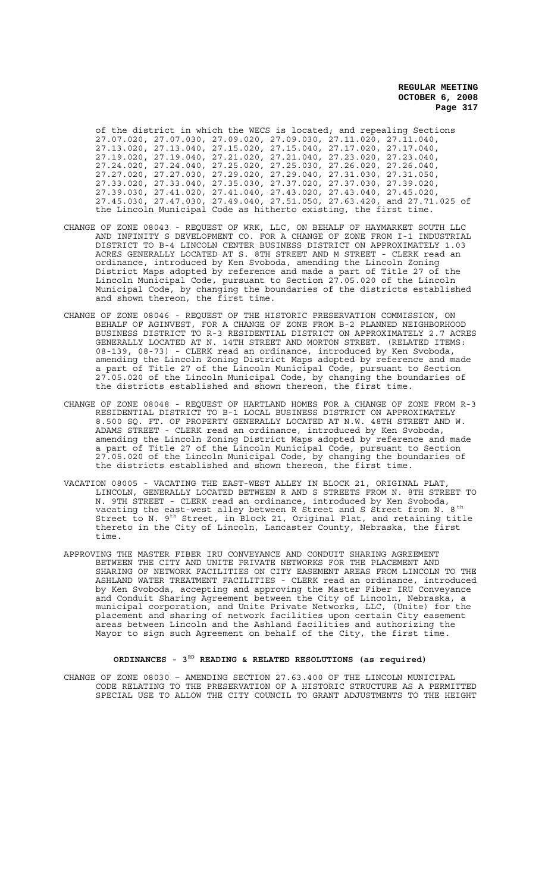of the district in which the WECS is located; and repealing Sections 27.07.020, 27.07.030, 27.09.020, 27.09.030, 27.11.020, 27.11.040, 27.13.020, 27.13.040, 27.15.020, 27.15.040, 27.17.020, 27.17.040, 27.19.020, 27.19.040, 27.21.020, 27.21.040, 27.23.020, 27.23.040, 27.24.020, 27.24.040, 27.25.020, 27.25.030, 27.26.020, 27.26.040, 27.27.020, 27.27.030, 27.29.020, 27.29.040, 27.31.030, 27.31.050, 27.33.020, 27.33.040, 27.35.030, 27.37.020, 27.37.030, 27.39.020, 27.39.030, 27.41.020, 27.41.040, 27.43.020, 27.43.040, 27.45.020, 27.45.030, 27.47.030, 27.49.040, 27.51.050, 27.63.420, and 27.71.025 of the Lincoln Municipal Code as hitherto existing, the first time.

CHANGE OF ZONE 08043 - REQUEST OF WRK, LLC, ON BEHALF OF HAYMARKET SOUTH LLC AND INFINITY S DEVELOPMENT CO. FOR A CHANGE OF ZONE FROM I-1 INDUSTRIAL DISTRICT TO B-4 LINCOLN CENTER BUSINESS DISTRICT ON APPROXIMATELY 1.03 ACRES GENERALLY LOCATED AT S. 8TH STREET AND M STREET - CLERK read an ordinance, introduced by Ken Svoboda, amending the Lincoln Zoning District Maps adopted by reference and made a part of Title 27 of the Lincoln Municipal Code, pursuant to Section 27.05.020 of the Lincoln Municipal Code, by changing the boundaries of the districts established and shown thereon, the first time.

CHANGE OF ZONE 08046 - REQUEST OF THE HISTORIC PRESERVATION COMMISSION, ON BEHALF OF AGINVEST, FOR A CHANGE OF ZONE FROM B-2 PLANNED NEIGHBORHOOD BUSINESS DISTRICT TO R-3 RESIDENTIAL DISTRICT ON APPROXIMATELY 2.7 ACRES GENERALLY LOCATED AT N. 14TH STREET AND MORTON STREET. (RELATED ITEMS: 08-139, 08-73) - CLERK read an ordinance, introduced by Ken Svoboda, amending the Lincoln Zoning District Maps adopted by reference and made a part of Title 27 of the Lincoln Municipal Code, pursuant to Section 27.05.020 of the Lincoln Municipal Code, by changing the boundaries of the districts established and shown thereon, the first time.

CHANGE OF ZONE 08048 - REQUEST OF HARTLAND HOMES FOR A CHANGE OF ZONE FROM R-3 RESIDENTIAL DISTRICT TO B-1 LOCAL BUSINESS DISTRICT ON APPROXIMATELY 8.500 SQ. FT. OF PROPERTY GENERALLY LOCATED AT N.W. 48TH STREET AND W. ADAMS STREET - CLERK read an ordinance, introduced by Ken Svoboda, amending the Lincoln Zoning District Maps adopted by reference and made a part of Title 27 of the Lincoln Municipal Code, pursuant to Section 27.05.020 of the Lincoln Municipal Code, by changing the boundaries of the districts established and shown thereon, the first time.

VACATION 08005 - VACATING THE EAST-WEST ALLEY IN BLOCK 21, ORIGINAL PLAT, LINCOLN, GENERALLY LOCATED BETWEEN R AND S STREETS FROM N. 8TH STREET TO N. 9TH STREET - CLERK read an ordinance, introduced by Ken Svoboda, vacating the east-west alley between R Street and S Street from N. 8th Street to N. 9th Street, in Block 21, Original Plat, and retaining title thereto in the City of Lincoln, Lancaster County, Nebraska, the first time.

APPROVING THE MASTER FIBER IRU CONVEYANCE AND CONDUIT SHARING AGREEMENT BETWEEN THE CITY AND UNITE PRIVATE NETWORKS FOR THE PLACEMENT AND SHARING OF NETWORK FACILITIES ON CITY EASEMENT AREAS FROM LINCOLN TO THE ASHLAND WATER TREATMENT FACILITIES - CLERK read an ordinance, introduced by Ken Svoboda, accepting and approving the Master Fiber IRU Conveyance and Conduit Sharing Agreement between the City of Lincoln, Nebraska, a municipal corporation, and Unite Private Networks, LLC, (Unite) for the placement and sharing of network facilities upon certain City easement areas between Lincoln and the Ashland facilities and authorizing the Mayor to sign such Agreement on behalf of the City, the first time.

## ORDINANCES - 3RD READING & RELATED RESOLUTIONS (as required)

CHANGE OF ZONE 08030 – AMENDING SECTION 27.63.400 OF THE LINCOLN MUNICIPAL CODE RELATING TO THE PRESERVATION OF A HISTORIC STRUCTURE AS A PERMITTED SPECIAL USE TO ALLOW THE CITY COUNCIL TO GRANT ADJUSTMENTS TO THE HEIGHT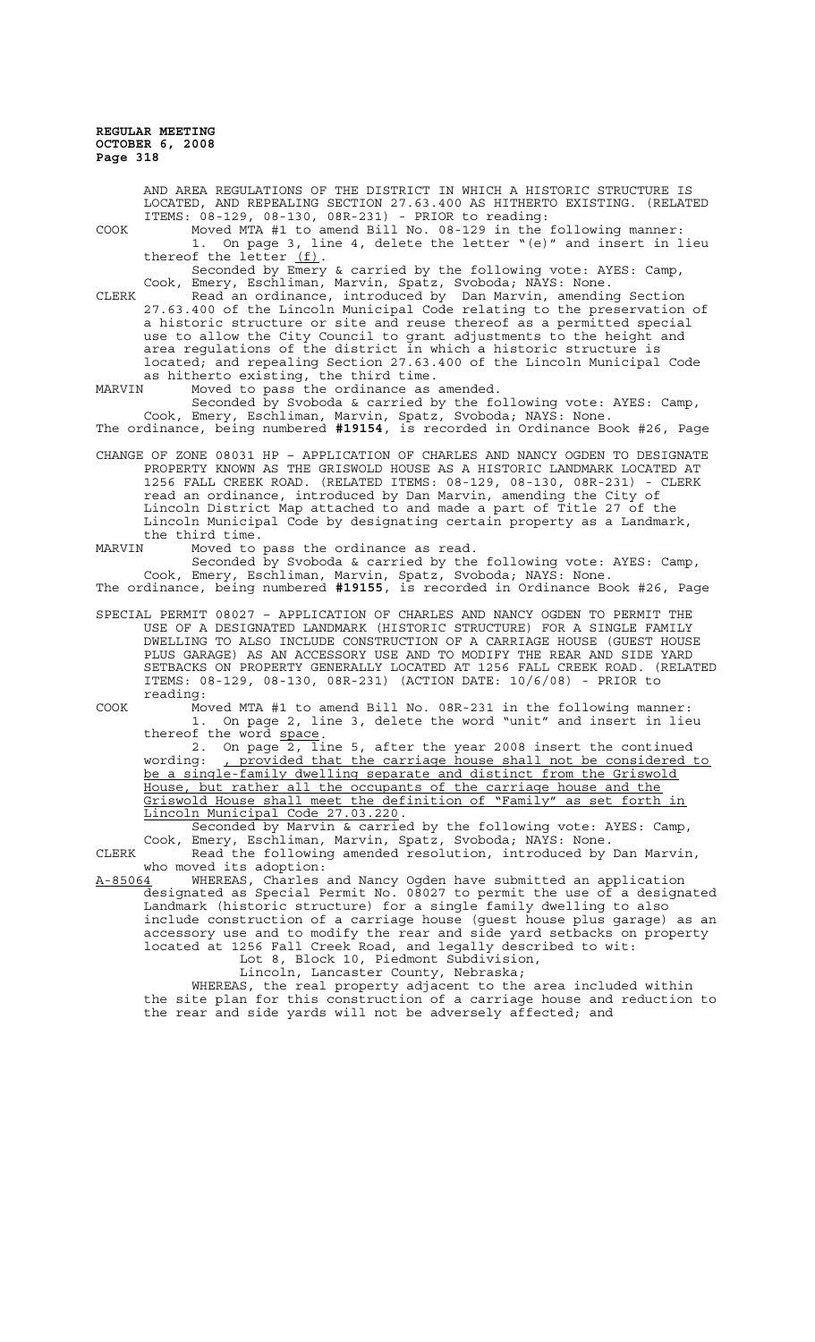AND AREA REGULATIONS OF THE DISTRICT IN WHICH A HISTORIC STRUCTURE IS LOCATED, AND REPEALING SECTION 27.63.400 AS HITHERTO EXISTING. (RELATED ITEMS: 08-129, 08-130, 08R-231) - PRIOR to reading:

COOK Moved MTA #1 to amend Bill No. 08-129 in the following manner:

1. On page 3, line 4, delete the letter "(e)" and insert in lieu thereof the letter (f).

Seconded by Emery & carried by the following vote: AYES: Camp, Cook, Emery, Eschliman, Marvin, Spatz, Svoboda; NAYS: None.

CLERK Read an ordinance, introduced by Dan Marvin, amending Section 27.63.400 of the Lincoln Municipal Code relating to the preservation of a historic structure or site and reuse thereof as a permitted special use to allow the City Council to grant adjustments to the height and area regulations of the district in which a historic structure is located; and repealing Section 27.63.400 of the Lincoln Municipal Code as hitherto existing, the third time.

MARVIN Moved to pass the ordinance as amended.

Seconded by Svoboda & carried by the following vote: AYES: Camp, Cook, Emery, Eschliman, Marvin, Spatz, Svoboda; NAYS: None.

The ordinance, being numbered **#19154**, is recorded in Ordinance Book #26, Page

CHANGE OF ZONE 08031 HP – APPLICATION OF CHARLES AND NANCY OGDEN TO DESIGNATE PROPERTY KNOWN AS THE GRISWOLD HOUSE AS A HISTORIC LANDMARK LOCATED AT 1256 FALL CREEK ROAD. (RELATED ITEMS: 08-129, 08-130, 08R-231) - CLERK read an ordinance, introduced by Dan Marvin, amending the City of Lincoln District Map attached to and made a part of Title 27 of the Lincoln Municipal Code by designating certain property as a Landmark, the third time.

MARVIN Moved to pass the ordinance as read.

Seconded by Svoboda & carried by the following vote: AYES: Camp, Cook, Emery, Eschliman, Marvin, Spatz, Svoboda; NAYS: None.

The ordinance, being numbered **#19155**, is recorded in Ordinance Book #26, Page

SPECIAL PERMIT 08027 – APPLICATION OF CHARLES AND NANCY OGDEN TO PERMIT THE USE OF A DESIGNATED LANDMARK (HISTORIC STRUCTURE) FOR A SINGLE FAMILY DWELLING TO ALSO INCLUDE CONSTRUCTION OF A CARRIAGE HOUSE (GUEST HOUSE PLUS GARAGE) AS AN ACCESSORY USE AND TO MODIFY THE REAR AND SIDE YARD SETBACKS ON PROPERTY GENERALLY LOCATED AT 1256 FALL CREEK ROAD. (RELATED ITEMS: 08-129, 08-130, 08R-231) (ACTION DATE: 10/6/08) - PRIOR to reading:

COOK Moved MTA #1 to amend Bill No. 08R-231 in the following manner:

1. On page 2, line 3, delete the word "unit" and insert in lieu thereof the word space.

2. On page 2, line 5, after the year 2008 insert the continued wording: , provided that the carriage house shall not be considered to be a single-family dwelling separate and distinct from the Griswold House, but rather all the occupants of the carriage house and the Griswold House shall meet the definition of "Family" as set forth in Lincoln Municipal Code 27.03.220.

Seconded by Marvin & carried by the following vote: AYES: Camp, Cook, Emery, Eschliman, Marvin, Spatz, Svoboda; NAYS: None.

CLERK Read the following amended resolution, introduced by Dan Marvin, who moved its adoption:

A-85064 WHEREAS, Charles and Nancy Ogden have submitted an application designated as Special Permit No. 08027 to permit the use of a designated Landmark (historic structure) for a single family dwelling to also include construction of a carriage house (guest house plus garage) as an accessory use and to modify the rear and side yard setbacks on property located at 1256 Fall Creek Road, and legally described to wit:

Lot 8, Block 10, Piedmont Subdivision,
Lincoln, Lancaster County, Nebraska;

WHEREAS, the real property adjacent to the area included within the site plan for this construction of a carriage house and reduction to the rear and side yards will not be adversely affected; and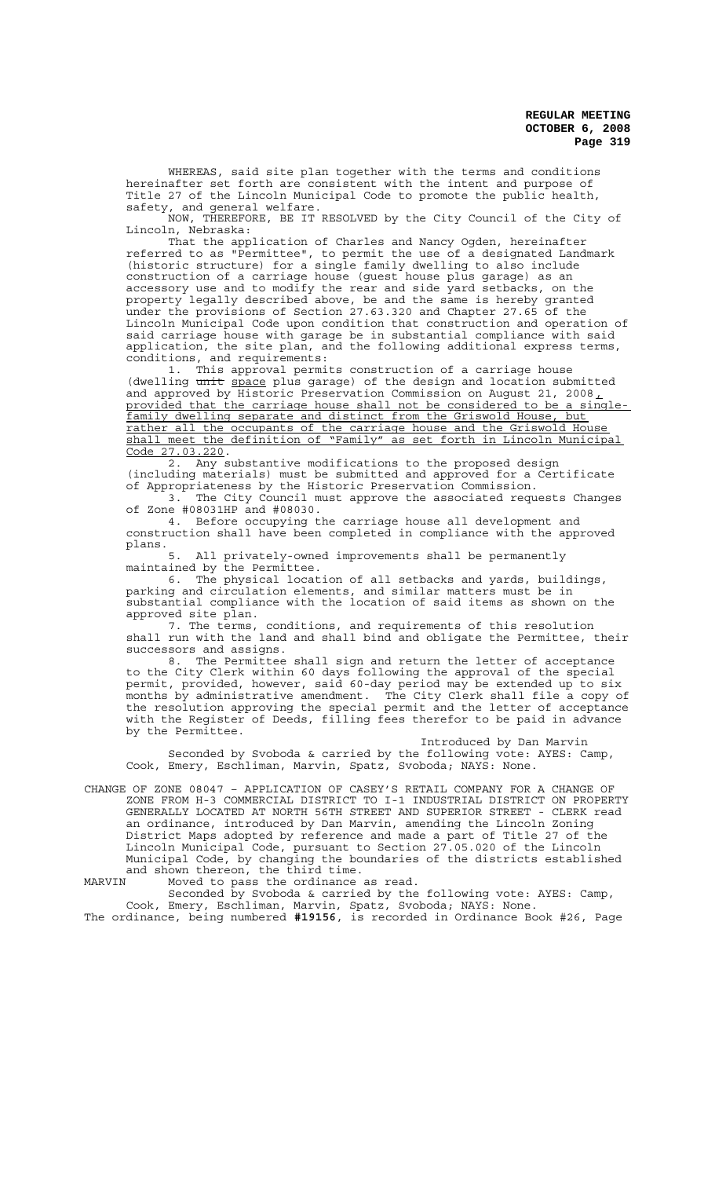WHEREAS, said site plan together with the terms and conditions hereinafter set forth are consistent with the intent and purpose of Title 27 of the Lincoln Municipal Code to promote the public health, safety, and general welfare.

NOW, THEREFORE, BE IT RESOLVED by the City Council of the City of Lincoln, Nebraska:

That the application of Charles and Nancy Ogden, hereinafter referred to as "Permittee", to permit the use of a designated Landmark (historic structure) for a single family dwelling to also include construction of a carriage house (guest house plus garage) as an accessory use and to modify the rear and side yard setbacks, on the property legally described above, be and the same is hereby granted under the provisions of Section 27.63.320 and Chapter 27.65 of the Lincoln Municipal Code upon condition that construction and operation of said carriage house with garage be in substantial compliance with said application, the site plan, and the following additional express terms, conditions, and requirements:

1. This approval permits construction of a carriage house (dwelling ~~unit~~ space plus garage) of the design and location submitted and approved by Historic Preservation Commission on August 21, 2008, provided that the carriage house shall not be considered to be a single-family dwelling separate and distinct from the Griswold House, but rather all the occupants of the carriage house and the Griswold House shall meet the definition of "Family" as set forth in Lincoln Municipal Code 27.03.220.

2. Any substantive modifications to the proposed design (including materials) must be submitted and approved for a Certificate of Appropriateness by the Historic Preservation Commission.

3. The City Council must approve the associated requests Changes of Zone #08031HP and #08030.

4. Before occupying the carriage house all development and construction shall have been completed in compliance with the approved plans.

5. All privately-owned improvements shall be permanently maintained by the Permittee.

6. The physical location of all setbacks and yards, buildings, parking and circulation elements, and similar matters must be in substantial compliance with the location of said items as shown on the approved site plan.

7. The terms, conditions, and requirements of this resolution shall run with the land and shall bind and obligate the Permittee, their successors and assigns.

8. The Permittee shall sign and return the letter of acceptance to the City Clerk within 60 days following the approval of the special permit, provided, however, said 60-day period may be extended up to six months by administrative amendment. The City Clerk shall file a copy of the resolution approving the special permit and the letter of acceptance with the Register of Deeds, filling fees therefor to be paid in advance by the Permittee.

Introduced by Dan Marvin

Seconded by Svoboda & carried by the following vote: AYES: Camp, Cook, Emery, Eschliman, Marvin, Spatz, Svoboda; NAYS: None.

CHANGE OF ZONE 08047 – APPLICATION OF CASEY'S RETAIL COMPANY FOR A CHANGE OF ZONE FROM H-3 COMMERCIAL DISTRICT TO I-1 INDUSTRIAL DISTRICT ON PROPERTY GENERALLY LOCATED AT NORTH 56TH STREET AND SUPERIOR STREET - CLERK read an ordinance, introduced by Dan Marvin, amending the Lincoln Zoning District Maps adopted by reference and made a part of Title 27 of the Lincoln Municipal Code, pursuant to Section 27.05.020 of the Lincoln Municipal Code, by changing the boundaries of the districts established and shown thereon, the third time.

MARVIN Moved to pass the ordinance as read.

Seconded by Svoboda & carried by the following vote: AYES: Camp, Cook, Emery, Eschliman, Marvin, Spatz, Svoboda; NAYS: None.

The ordinance, being numbered **#19156**, is recorded in Ordinance Book #26, Page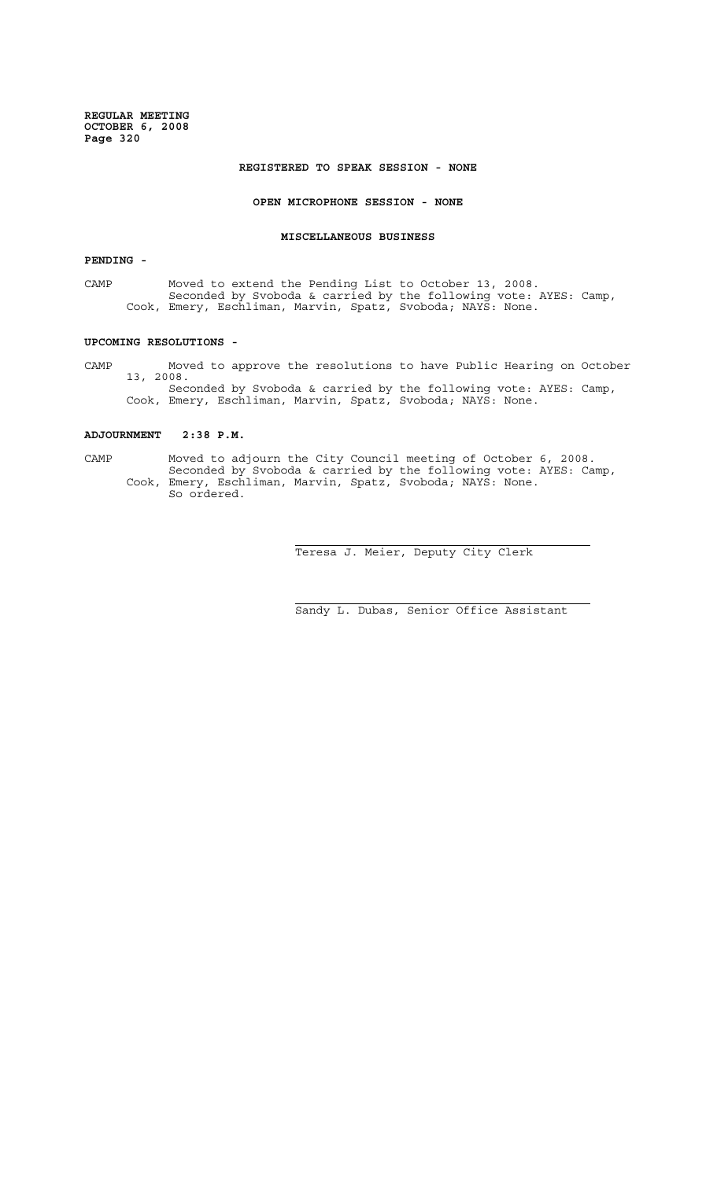**REGISTERED TO SPEAK SESSION - NONE**

**OPEN MICROPHONE SESSION - NONE**

**MISCELLANEOUS BUSINESS**

**PENDING -**

CAMP Moved to extend the Pending List to October 13, 2008.
Seconded by Svoboda & carried by the following vote: AYES: Camp, Cook, Emery, Eschliman, Marvin, Spatz, Svoboda; NAYS: None.

**UPCOMING RESOLUTIONS -**

CAMP Moved to approve the resolutions to have Public Hearing on October 13, 2008.
Seconded by Svoboda & carried by the following vote: AYES: Camp, Cook, Emery, Eschliman, Marvin, Spatz, Svoboda; NAYS: None.

**ADJOURNMENT 2:38 P.M.**

CAMP Moved to adjourn the City Council meeting of October 6, 2008.
Seconded by Svoboda & carried by the following vote: AYES: Camp, Cook, Emery, Eschliman, Marvin, Spatz, Svoboda; NAYS: None.
So ordered.

Teresa J. Meier, Deputy City Clerk

Sandy L. Dubas, Senior Office Assistant